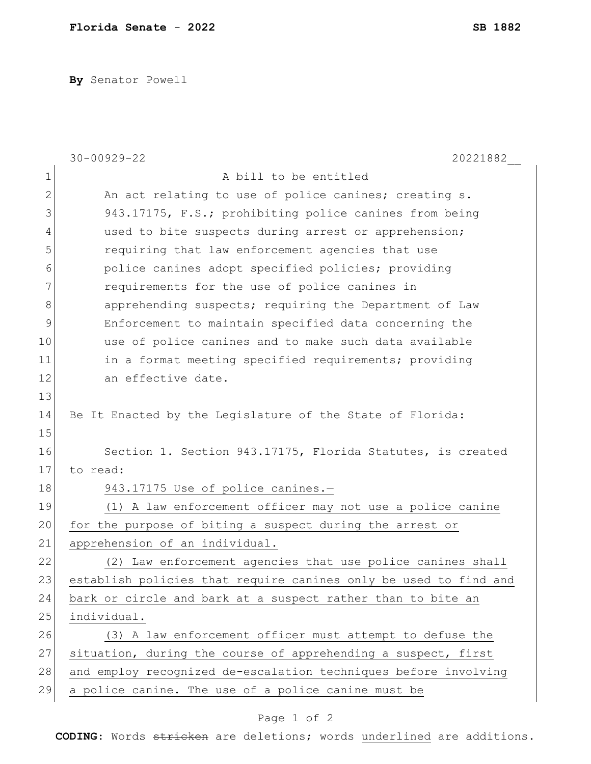**Florida Senate** - **2022** **SB 1882**

**By** Senator Powell

30-00929-22 20221882__

A bill to be entitled

An act relating to use of police canines; creating s. 943.17175, F.S.; prohibiting police canines from being used to bite suspects during arrest or apprehension; requiring that law enforcement agencies that use police canines adopt specified policies; providing requirements for the use of police canines in apprehending suspects; requiring the Department of Law Enforcement to maintain specified data concerning the use of police canines and to make such data available in a format meeting specified requirements; providing an effective date.

Be It Enacted by the Legislature of the State of Florida:

Section 1. Section 943.17175, Florida Statutes, is created to read:

<u>943.17175 Use of police canines.—</u>

<u>(1) A law enforcement officer may not use a police canine for the purpose of biting a suspect during the arrest or apprehension of an individual.</u>

<u>(2) Law enforcement agencies that use police canines shall establish policies that require canines only be used to find and bark or circle and bark at a suspect rather than to bite an individual.</u>

<u>(3) A law enforcement officer must attempt to defuse the situation, during the course of apprehending a suspect, first and employ recognized de-escalation techniques before involving a police canine. The use of a police canine must be</u>

**CODING:** Words ~~stricken~~ are deletions; words <u>underlined</u> are additions.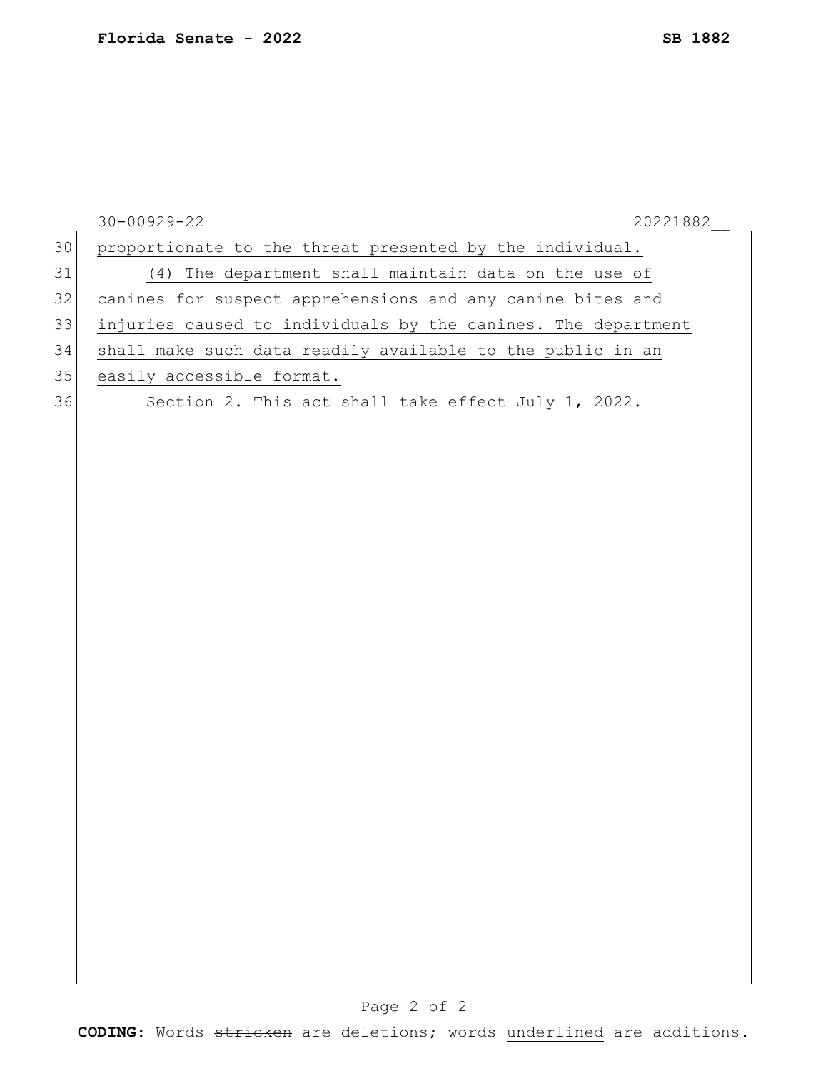30-00929-22 20221882__

30 proportionate to the threat presented by the individual.

31 (4) The department shall maintain data on the use of
32 canines for suspect apprehensions and any canine bites and
33 injuries caused to individuals by the canines. The department
34 shall make such data readily available to the public in an
35 easily accessible format.

36 Section 2. This act shall take effect July 1, 2022.

**CODING:** Words ~~stricken~~ are deletions; words underlined are additions.